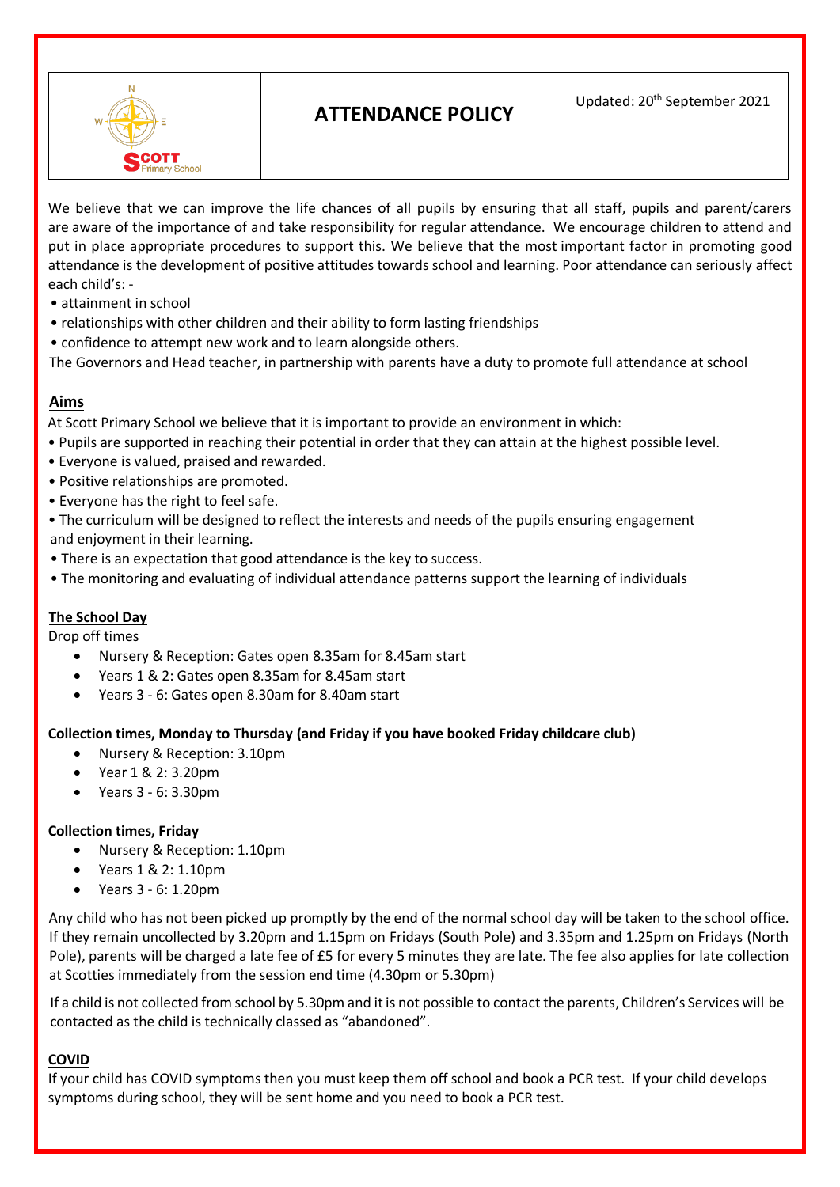| Scott Primary School | **ATTENDANCE POLICY** | Updated: 20th September 2021 |
| --- | --- | --- |

We believe that we can improve the life chances of all pupils by ensuring that all staff, pupils and parent/carers are aware of the importance of and take responsibility for regular attendance. We encourage children to attend and put in place appropriate procedures to support this. We believe that the most important factor in promoting good attendance is the development of positive attitudes towards school and learning. Poor attendance can seriously affect each child's: -

- attainment in school
- relationships with other children and their ability to form lasting friendships
- confidence to attempt new work and to learn alongside others.

The Governors and Head teacher, in partnership with parents have a duty to promote full attendance at school

## Aims

At Scott Primary School we believe that it is important to provide an environment in which:

- Pupils are supported in reaching their potential in order that they can attain at the highest possible level.
- Everyone is valued, praised and rewarded.
- Positive relationships are promoted.
- Everyone has the right to feel safe.
- The curriculum will be designed to reflect the interests and needs of the pupils ensuring engagement and enjoyment in their learning.
- There is an expectation that good attendance is the key to success.
- The monitoring and evaluating of individual attendance patterns support the learning of individuals

## The School Day

Drop off times

- Nursery & Reception: Gates open 8.35am for 8.45am start
- Years 1 & 2: Gates open 8.35am for 8.45am start
- Years 3 - 6: Gates open 8.30am for 8.40am start

**Collection times, Monday to Thursday (and Friday if you have booked Friday childcare club)**

- Nursery & Reception: 3.10pm
- Year 1 & 2: 3.20pm
- Years 3 - 6: 3.30pm

**Collection times, Friday**

- Nursery & Reception: 1.10pm
- Years 1 & 2: 1.10pm
- Years 3 - 6: 1.20pm

Any child who has not been picked up promptly by the end of the normal school day will be taken to the school office. If they remain uncollected by 3.20pm and 1.15pm on Fridays (South Pole) and 3.35pm and 1.25pm on Fridays (North Pole), parents will be charged a late fee of £5 for every 5 minutes they are late. The fee also applies for late collection at Scotties immediately from the session end time (4.30pm or 5.30pm)

If a child is not collected from school by 5.30pm and it is not possible to contact the parents, Children's Services will be contacted as the child is technically classed as "abandoned".

## COVID

If your child has COVID symptoms then you must keep them off school and book a PCR test. If your child develops symptoms during school, they will be sent home and you need to book a PCR test.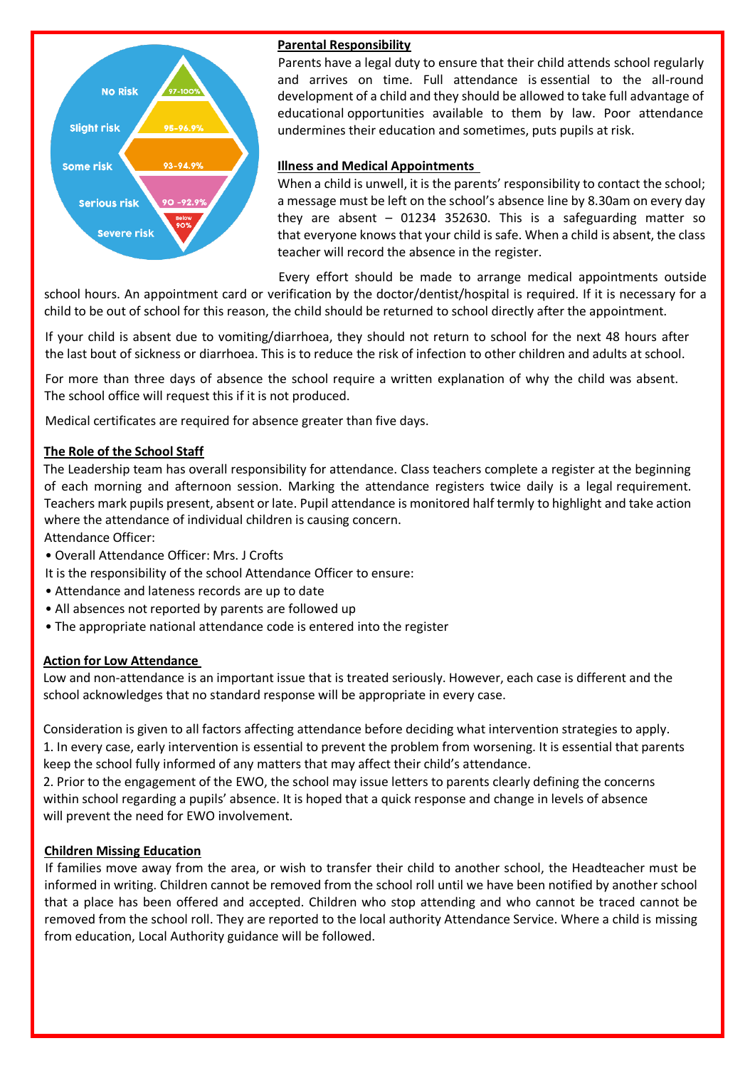No Risk 97-100%

Slight risk 95-96.9%

Some risk 93-94.9%

Serious risk 90 -92.9%

Severe risk Below 90%

**Parental Responsibility**

Parents have a legal duty to ensure that their child attends school regularly and arrives on time. Full attendance is essential to the all-round development of a child and they should be allowed to take full advantage of educational opportunities available to them by law. Poor attendance undermines their education and sometimes, puts pupils at risk.

**Illness and Medical Appointments**

When a child is unwell, it is the parents' responsibility to contact the school; a message must be left on the school's absence line by 8.30am on every day they are absent – 01234 352630. This is a safeguarding matter so that everyone knows that your child is safe. When a child is absent, the class teacher will record the absence in the register.

Every effort should be made to arrange medical appointments outside school hours. An appointment card or verification by the doctor/dentist/hospital is required. If it is necessary for a child to be out of school for this reason, the child should be returned to school directly after the appointment.

If your child is absent due to vomiting/diarrhoea, they should not return to school for the next 48 hours after the last bout of sickness or diarrhoea. This is to reduce the risk of infection to other children and adults at school.

For more than three days of absence the school require a written explanation of why the child was absent. The school office will request this if it is not produced.

Medical certificates are required for absence greater than five days.

**The Role of the School Staff**

The Leadership team has overall responsibility for attendance. Class teachers complete a register at the beginning of each morning and afternoon session. Marking the attendance registers twice daily is a legal requirement. Teachers mark pupils present, absent or late. Pupil attendance is monitored half termly to highlight and take action where the attendance of individual children is causing concern.

Attendance Officer:

- Overall Attendance Officer: Mrs. J Crofts

It is the responsibility of the school Attendance Officer to ensure:

- Attendance and lateness records are up to date
- All absences not reported by parents are followed up
- The appropriate national attendance code is entered into the register

**Action for Low Attendance**

Low and non-attendance is an important issue that is treated seriously. However, each case is different and the school acknowledges that no standard response will be appropriate in every case.

Consideration is given to all factors affecting attendance before deciding what intervention strategies to apply.

1. In every case, early intervention is essential to prevent the problem from worsening. It is essential that parents keep the school fully informed of any matters that may affect their child's attendance.
2. Prior to the engagement of the EWO, the school may issue letters to parents clearly defining the concerns within school regarding a pupils' absence. It is hoped that a quick response and change in levels of absence will prevent the need for EWO involvement.

**Children Missing Education**

If families move away from the area, or wish to transfer their child to another school, the Headteacher must be informed in writing. Children cannot be removed from the school roll until we have been notified by another school that a place has been offered and accepted. Children who stop attending and who cannot be traced cannot be removed from the school roll. They are reported to the local authority Attendance Service. Where a child is missing from education, Local Authority guidance will be followed.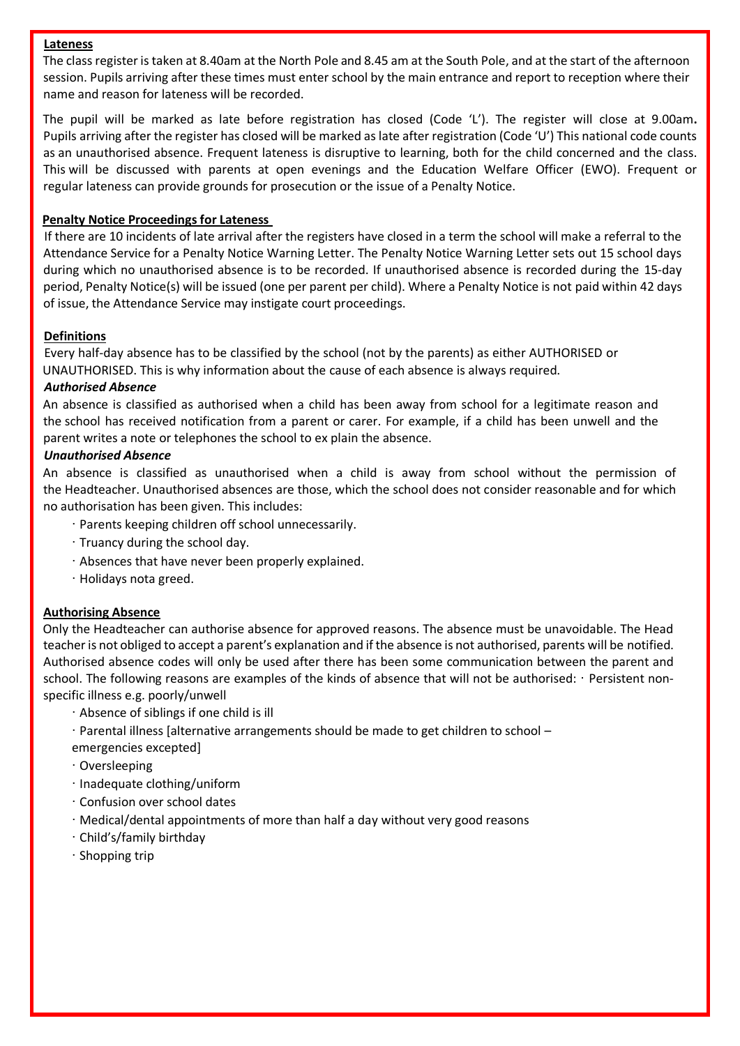**Lateness**

The class register is taken at 8.40am at the North Pole and 8.45 am at the South Pole, and at the start of the afternoon session. Pupils arriving after these times must enter school by the main entrance and report to reception where their name and reason for lateness will be recorded.

The pupil will be marked as late before registration has closed (Code 'L'). The register will close at 9.00am**.** Pupils arriving after the register has closed will be marked as late after registration (Code 'U') This national code counts as an unauthorised absence. Frequent lateness is disruptive to learning, both for the child concerned and the class. This will be discussed with parents at open evenings and the Education Welfare Officer (EWO). Frequent or regular lateness can provide grounds for prosecution or the issue of a Penalty Notice.

**Penalty Notice Proceedings for Lateness**

If there are 10 incidents of late arrival after the registers have closed in a term the school will make a referral to the Attendance Service for a Penalty Notice Warning Letter. The Penalty Notice Warning Letter sets out 15 school days during which no unauthorised absence is to be recorded. If unauthorised absence is recorded during the 15-day period, Penalty Notice(s) will be issued (one per parent per child). Where a Penalty Notice is not paid within 42 days of issue, the Attendance Service may instigate court proceedings.

**Definitions**

Every half-day absence has to be classified by the school (not by the parents) as either AUTHORISED or UNAUTHORISED. This is why information about the cause of each absence is always required.

***Authorised Absence***

An absence is classified as authorised when a child has been away from school for a legitimate reason and the school has received notification from a parent or carer. For example, if a child has been unwell and the parent writes a note or telephones the school to ex plain the absence.

***Unauthorised Absence***

An absence is classified as unauthorised when a child is away from school without the permission of the Headteacher. Unauthorised absences are those, which the school does not consider reasonable and for which no authorisation has been given. This includes:

- Parents keeping children off school unnecessarily.
- Truancy during the school day.
- Absences that have never been properly explained.
- Holidays nota greed.

**Authorising Absence**

Only the Headteacher can authorise absence for approved reasons. The absence must be unavoidable. The Head teacher is not obliged to accept a parent's explanation and if the absence is not authorised, parents will be notified. Authorised absence codes will only be used after there has been some communication between the parent and school. The following reasons are examples of the kinds of absence that will not be authorised: · Persistent non-specific illness e.g. poorly/unwell

- Absence of siblings if one child is ill
- Parental illness [alternative arrangements should be made to get children to school – emergencies excepted]
- Oversleeping
- Inadequate clothing/uniform
- Confusion over school dates
- Medical/dental appointments of more than half a day without very good reasons
- Child's/family birthday
- Shopping trip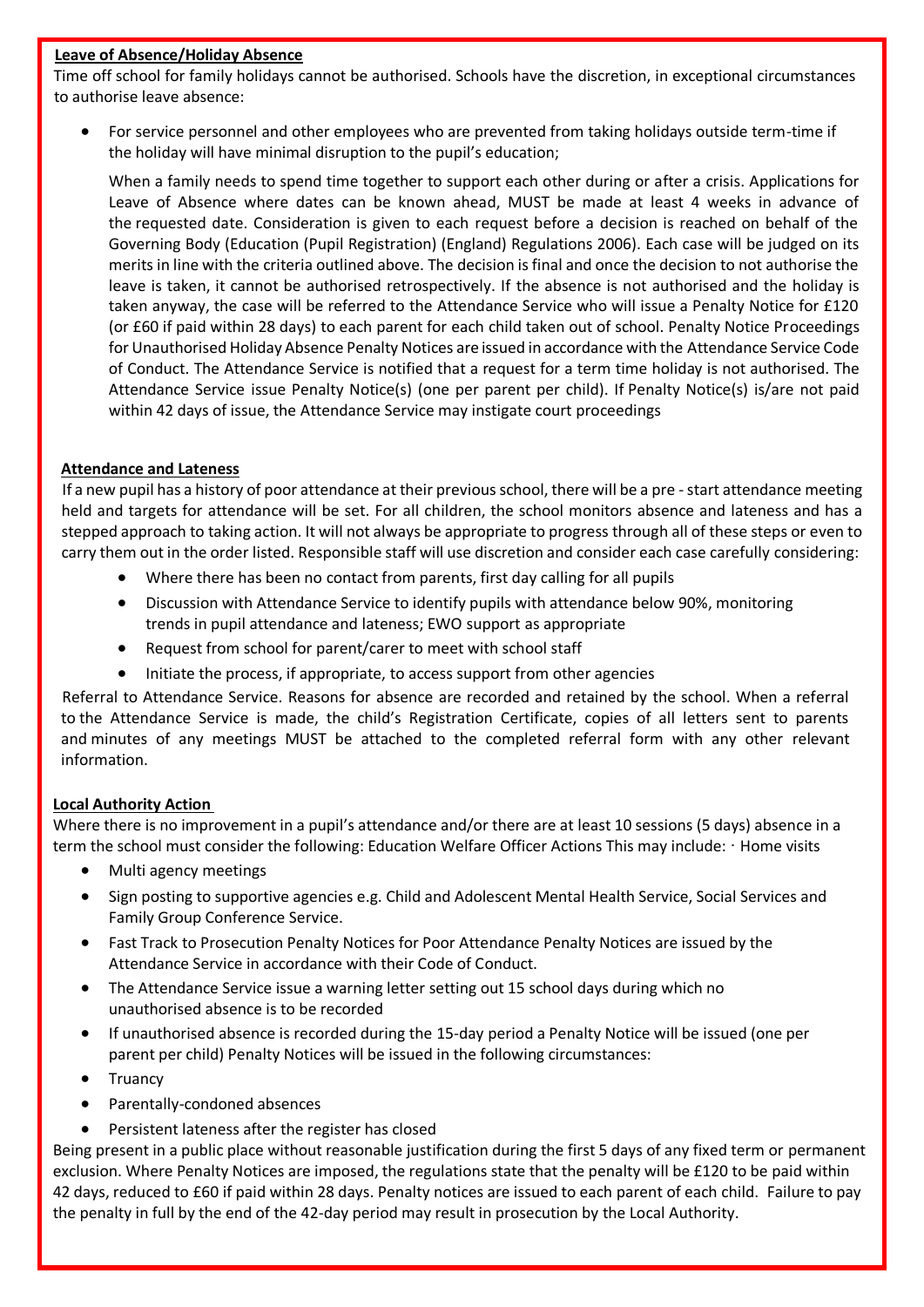**Leave of Absence/Holiday Absence**

Time off school for family holidays cannot be authorised. Schools have the discretion, in exceptional circumstances to authorise leave absence:

- For service personnel and other employees who are prevented from taking holidays outside term-time if the holiday will have minimal disruption to the pupil's education;

  When a family needs to spend time together to support each other during or after a crisis. Applications for Leave of Absence where dates can be known ahead, MUST be made at least 4 weeks in advance of the requested date. Consideration is given to each request before a decision is reached on behalf of the Governing Body (Education (Pupil Registration) (England) Regulations 2006). Each case will be judged on its merits in line with the criteria outlined above. The decision is final and once the decision to not authorise the leave is taken, it cannot be authorised retrospectively. If the absence is not authorised and the holiday is taken anyway, the case will be referred to the Attendance Service who will issue a Penalty Notice for £120 (or £60 if paid within 28 days) to each parent for each child taken out of school. Penalty Notice Proceedings for Unauthorised Holiday Absence Penalty Notices are issued in accordance with the Attendance Service Code of Conduct. The Attendance Service is notified that a request for a term time holiday is not authorised. The Attendance Service issue Penalty Notice(s) (one per parent per child). If Penalty Notice(s) is/are not paid within 42 days of issue, the Attendance Service may instigate court proceedings

**Attendance and Lateness**

If a new pupil has a history of poor attendance at their previous school, there will be a pre - start attendance meeting held and targets for attendance will be set. For all children, the school monitors absence and lateness and has a stepped approach to taking action. It will not always be appropriate to progress through all of these steps or even to carry them out in the order listed. Responsible staff will use discretion and consider each case carefully considering:

- Where there has been no contact from parents, first day calling for all pupils
- Discussion with Attendance Service to identify pupils with attendance below 90%, monitoring trends in pupil attendance and lateness; EWO support as appropriate
- Request from school for parent/carer to meet with school staff
- Initiate the process, if appropriate, to access support from other agencies

Referral to Attendance Service. Reasons for absence are recorded and retained by the school. When a referral to the Attendance Service is made, the child's Registration Certificate, copies of all letters sent to parents and minutes of any meetings MUST be attached to the completed referral form with any other relevant information.

**Local Authority Action**

Where there is no improvement in a pupil's attendance and/or there are at least 10 sessions (5 days) absence in a term the school must consider the following: Education Welfare Officer Actions This may include: · Home visits

- Multi agency meetings
- Sign posting to supportive agencies e.g. Child and Adolescent Mental Health Service, Social Services and Family Group Conference Service.
- Fast Track to Prosecution Penalty Notices for Poor Attendance Penalty Notices are issued by the Attendance Service in accordance with their Code of Conduct.
- The Attendance Service issue a warning letter setting out 15 school days during which no unauthorised absence is to be recorded
- If unauthorised absence is recorded during the 15-day period a Penalty Notice will be issued (one per parent per child) Penalty Notices will be issued in the following circumstances:
- Truancy
- Parentally-condoned absences
- Persistent lateness after the register has closed

Being present in a public place without reasonable justification during the first 5 days of any fixed term or permanent exclusion. Where Penalty Notices are imposed, the regulations state that the penalty will be £120 to be paid within 42 days, reduced to £60 if paid within 28 days. Penalty notices are issued to each parent of each child. Failure to pay the penalty in full by the end of the 42-day period may result in prosecution by the Local Authority.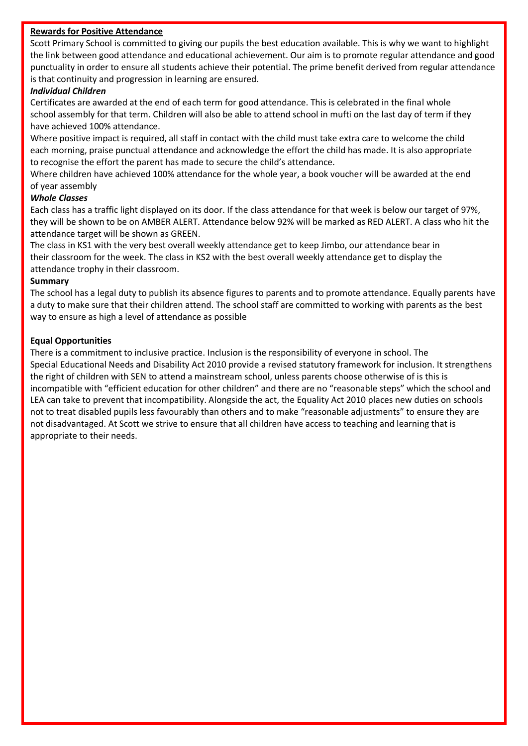## <u>Rewards for Positive Attendance</u>

Scott Primary School is committed to giving our pupils the best education available. This is why we want to highlight the link between good attendance and educational achievement. Our aim is to promote regular attendance and good punctuality in order to ensure all students achieve their potential. The prime benefit derived from regular attendance is that continuity and progression in learning are ensured.

### *Individual Children*

Certificates are awarded at the end of each term for good attendance. This is celebrated in the final whole school assembly for that term. Children will also be able to attend school in mufti on the last day of term if they have achieved 100% attendance.

Where positive impact is required, all staff in contact with the child must take extra care to welcome the child each morning, praise punctual attendance and acknowledge the effort the child has made. It is also appropriate to recognise the effort the parent has made to secure the child's attendance.

Where children have achieved 100% attendance for the whole year, a book voucher will be awarded at the end of year assembly

### *Whole Classes*

Each class has a traffic light displayed on its door. If the class attendance for that week is below our target of 97%, they will be shown to be on AMBER ALERT. Attendance below 92% will be marked as RED ALERT. A class who hit the attendance target will be shown as GREEN.

The class in KS1 with the very best overall weekly attendance get to keep Jimbo, our attendance bear in their classroom for the week. The class in KS2 with the best overall weekly attendance get to display the attendance trophy in their classroom.

### Summary

The school has a legal duty to publish its absence figures to parents and to promote attendance. Equally parents have a duty to make sure that their children attend. The school staff are committed to working with parents as the best way to ensure as high a level of attendance as possible

## Equal Opportunities

There is a commitment to inclusive practice. Inclusion is the responsibility of everyone in school. The Special Educational Needs and Disability Act 2010 provide a revised statutory framework for inclusion. It strengthens the right of children with SEN to attend a mainstream school, unless parents choose otherwise of is this is incompatible with "efficient education for other children" and there are no "reasonable steps" which the school and LEA can take to prevent that incompatibility. Alongside the act, the Equality Act 2010 places new duties on schools not to treat disabled pupils less favourably than others and to make "reasonable adjustments" to ensure they are not disadvantaged. At Scott we strive to ensure that all children have access to teaching and learning that is appropriate to their needs.